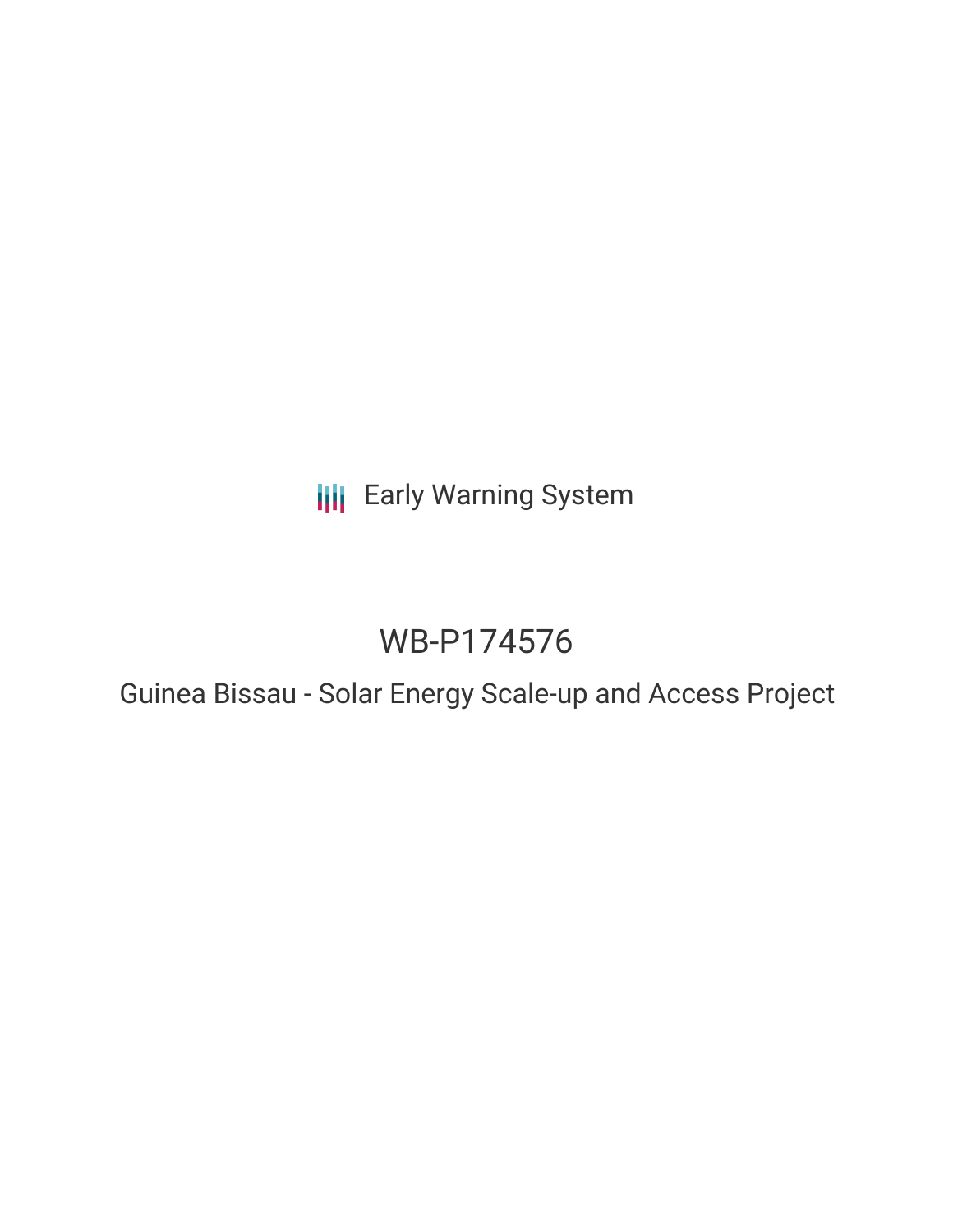Early Warning System

# WB-P174576

## Guinea Bissau - Solar Energy Scale-up and Access Project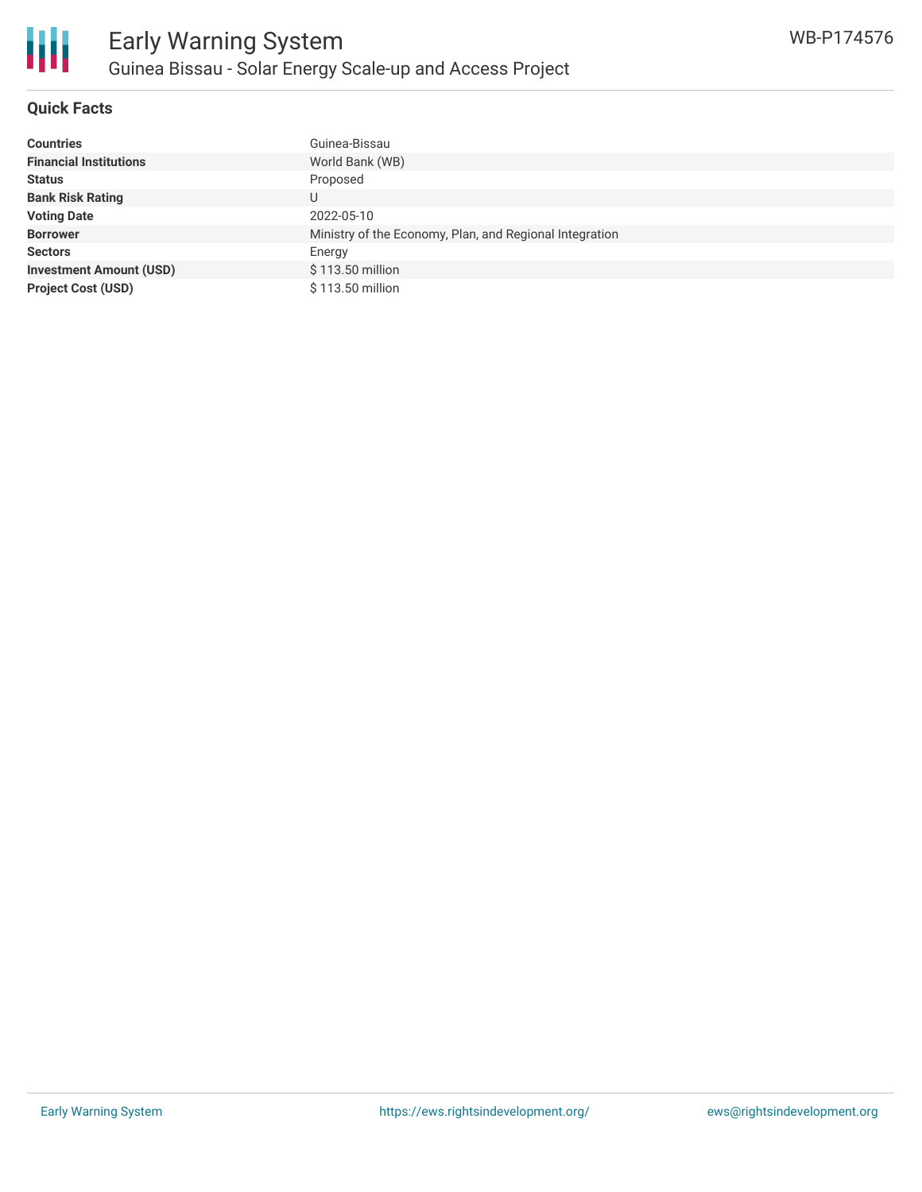## Quick Facts

| | |
|---|---|
| **Countries** | Guinea-Bissau |
| **Financial Institutions** | World Bank (WB) |
| **Status** | Proposed |
| **Bank Risk Rating** | U |
| **Voting Date** | 2022-05-10 |
| **Borrower** | Ministry of the Economy, Plan, and Regional Integration |
| **Sectors** | Energy |
| **Investment Amount (USD)** | $ 113.50 million |
| **Project Cost (USD)** | $ 113.50 million |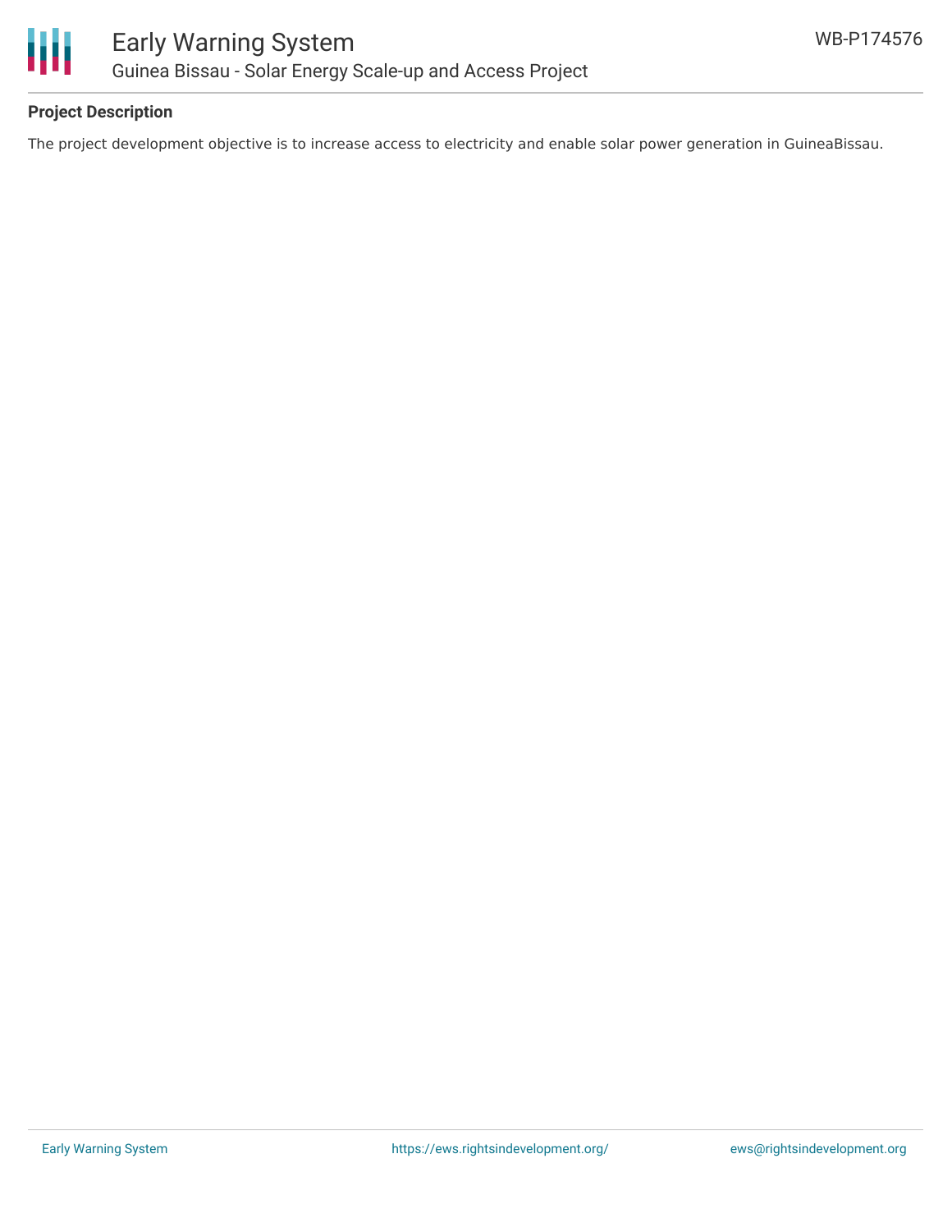**Project Description**

The project development objective is to increase access to electricity and enable solar power generation in GuineaBissau.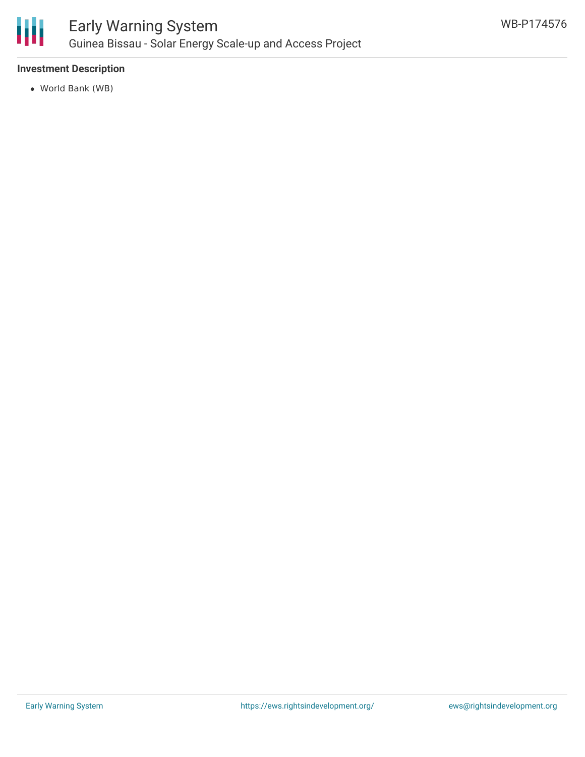**Investment Description**

- World Bank (WB)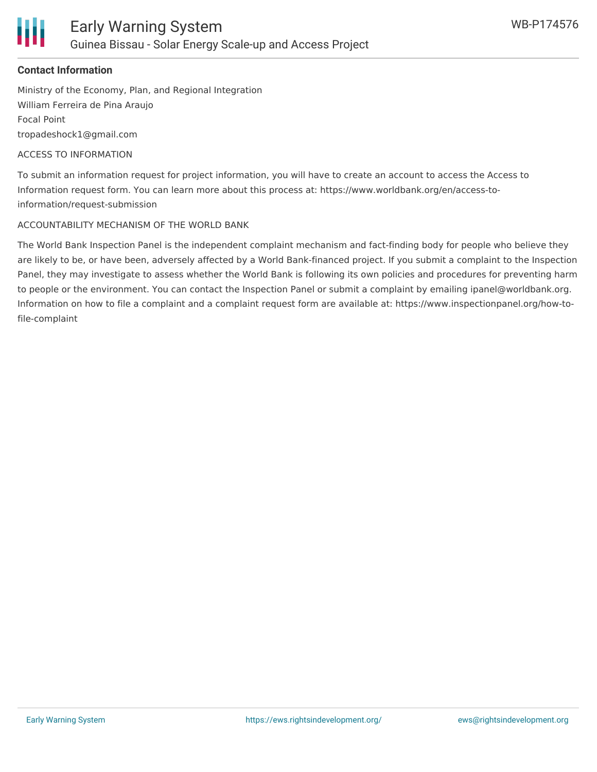**Contact Information**

Ministry of the Economy, Plan, and Regional Integration
William Ferreira de Pina Araujo
Focal Point
tropadeshock1@gmail.com

ACCESS TO INFORMATION

To submit an information request for project information, you will have to create an account to access the Access to Information request form. You can learn more about this process at: https://www.worldbank.org/en/access-to-information/request-submission

ACCOUNTABILITY MECHANISM OF THE WORLD BANK

The World Bank Inspection Panel is the independent complaint mechanism and fact-finding body for people who believe they are likely to be, or have been, adversely affected by a World Bank-financed project. If you submit a complaint to the Inspection Panel, they may investigate to assess whether the World Bank is following its own policies and procedures for preventing harm to people or the environment. You can contact the Inspection Panel or submit a complaint by emailing ipanel@worldbank.org. Information on how to file a complaint and a complaint request form are available at: https://www.inspectionpanel.org/how-to-file-complaint